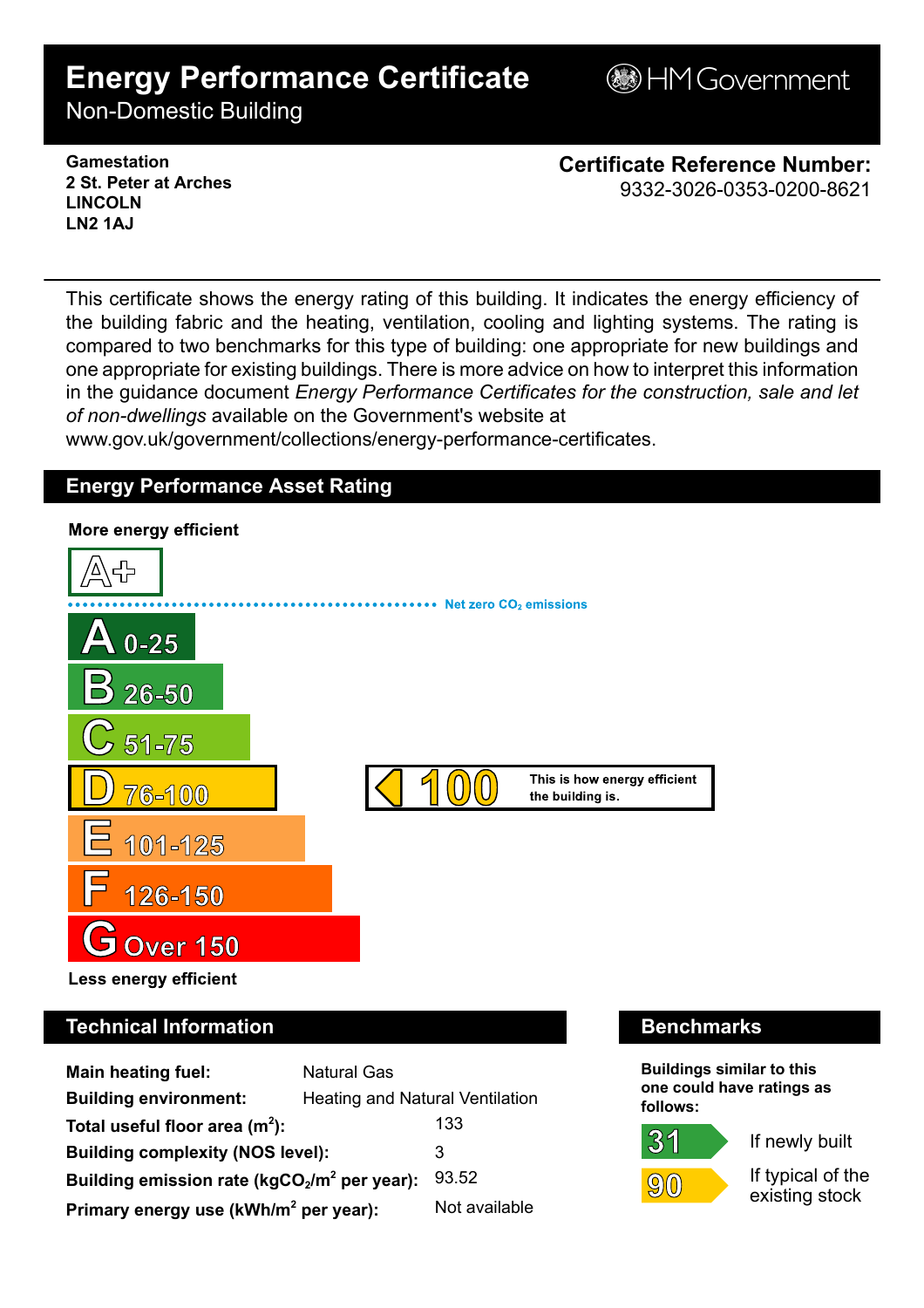# Energy Performance Certificate

Non-Domestic Building

HM Government

**Gamestation**
**2 St. Peter at Arches**
**LINCOLN**
**LN2 1AJ**

**Certificate Reference Number:**
9332-3026-0353-0200-8621

This certificate shows the energy rating of this building. It indicates the energy efficiency of the building fabric and the heating, ventilation, cooling and lighting systems. The rating is compared to two benchmarks for this type of building: one appropriate for new buildings and one appropriate for existing buildings. There is more advice on how to interpret this information in the guidance document *Energy Performance Certificates for the construction, sale and let of non-dwellings* available on the Government's website at www.gov.uk/government/collections/energy-performance-certificates.

## Energy Performance Asset Rating

**More energy efficient**

A+

Net zero $CO_2$ emissions

- A 0-25
- B 26-50
- C 51-75
- D 76-100
- E 101-125
- F 126-150
- G Over 150

**100** — This is how energy efficient the building is.

**Less energy efficient**

## Technical Information

| | |
|---|---|
| **Main heating fuel:** | Natural Gas |
| **Building environment:** | Heating and Natural Ventilation |
| **Total useful floor area ($m^2$):** | 133 |
| **Building complexity (NOS level):** | 3 |
| **Building emission rate ($kgCO_2/m^2$ per year):** | 93.52 |
| **Primary energy use ($kWh/m^2$ per year):** | Not available |

## Benchmarks

**Buildings similar to this one could have ratings as follows:**

- **31** If newly built
- **90** If typical of the existing stock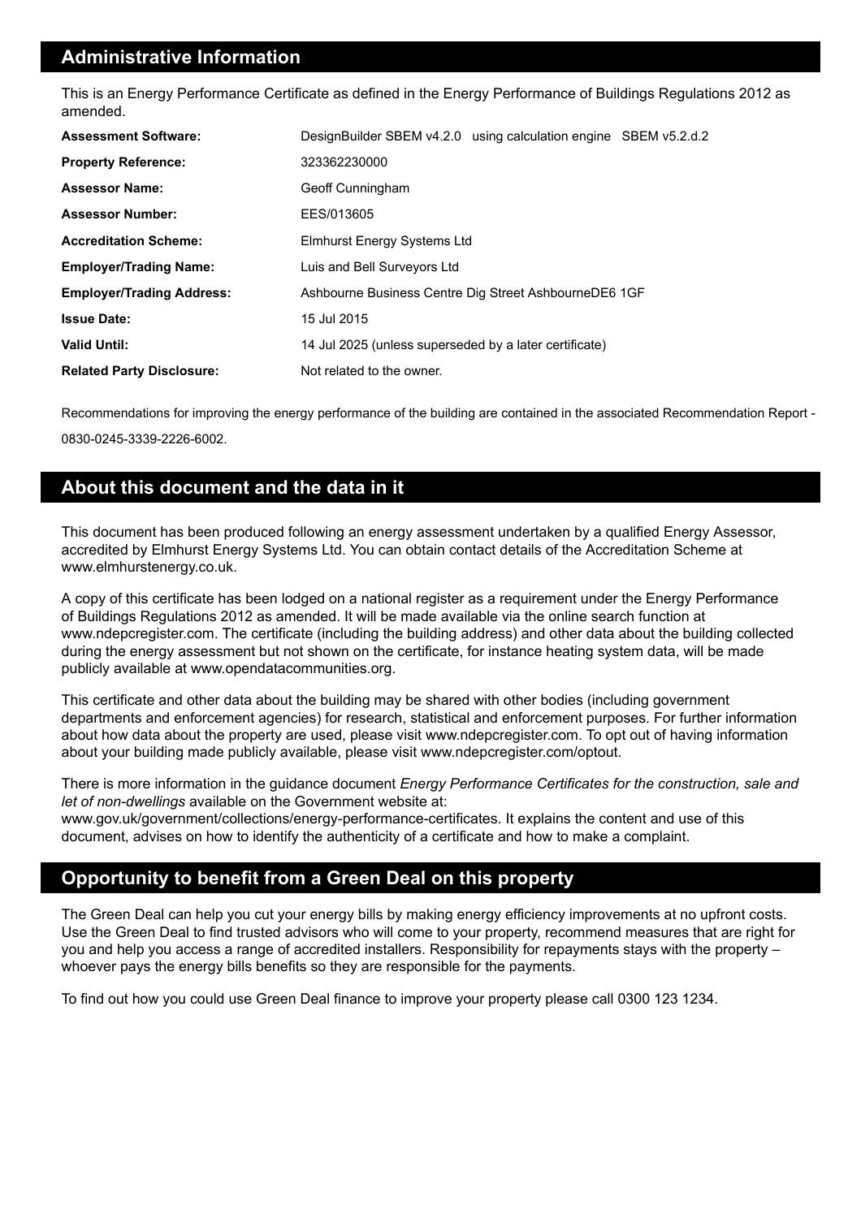## Administrative Information

This is an Energy Performance Certificate as defined in the Energy Performance of Buildings Regulations 2012 as amended.

| | |
|---|---|
| **Assessment Software:** | DesignBuilder SBEM v4.2.0 using calculation engine SBEM v5.2.d.2 |
| **Property Reference:** | 323362230000 |
| **Assessor Name:** | Geoff Cunningham |
| **Assessor Number:** | EES/013605 |
| **Accreditation Scheme:** | Elmhurst Energy Systems Ltd |
| **Employer/Trading Name:** | Luis and Bell Surveyors Ltd |
| **Employer/Trading Address:** | Ashbourne Business Centre Dig Street AshbourneDE6 1GF |
| **Issue Date:** | 15 Jul 2015 |
| **Valid Until:** | 14 Jul 2025 (unless superseded by a later certificate) |
| **Related Party Disclosure:** | Not related to the owner. |

Recommendations for improving the energy performance of the building are contained in the associated Recommendation Report - 0830-0245-3339-2226-6002.

## About this document and the data in it

This document has been produced following an energy assessment undertaken by a qualified Energy Assessor, accredited by Elmhurst Energy Systems Ltd. You can obtain contact details of the Accreditation Scheme at www.elmhurstenergy.co.uk.

A copy of this certificate has been lodged on a national register as a requirement under the Energy Performance of Buildings Regulations 2012 as amended. It will be made available via the online search function at www.ndepcregister.com. The certificate (including the building address) and other data about the building collected during the energy assessment but not shown on the certificate, for instance heating system data, will be made publicly available at www.opendatacommunities.org.

This certificate and other data about the building may be shared with other bodies (including government departments and enforcement agencies) for research, statistical and enforcement purposes. For further information about how data about the property are used, please visit www.ndepcregister.com. To opt out of having information about your building made publicly available, please visit www.ndepcregister.com/optout.

There is more information in the guidance document *Energy Performance Certificates for the construction, sale and let of non-dwellings* available on the Government website at:
www.gov.uk/government/collections/energy-performance-certificates. It explains the content and use of this document, advises on how to identify the authenticity of a certificate and how to make a complaint.

## Opportunity to benefit from a Green Deal on this property

The Green Deal can help you cut your energy bills by making energy efficiency improvements at no upfront costs. Use the Green Deal to find trusted advisors who will come to your property, recommend measures that are right for you and help you access a range of accredited installers. Responsibility for repayments stays with the property – whoever pays the energy bills benefits so they are responsible for the payments.

To find out how you could use Green Deal finance to improve your property please call 0300 123 1234.